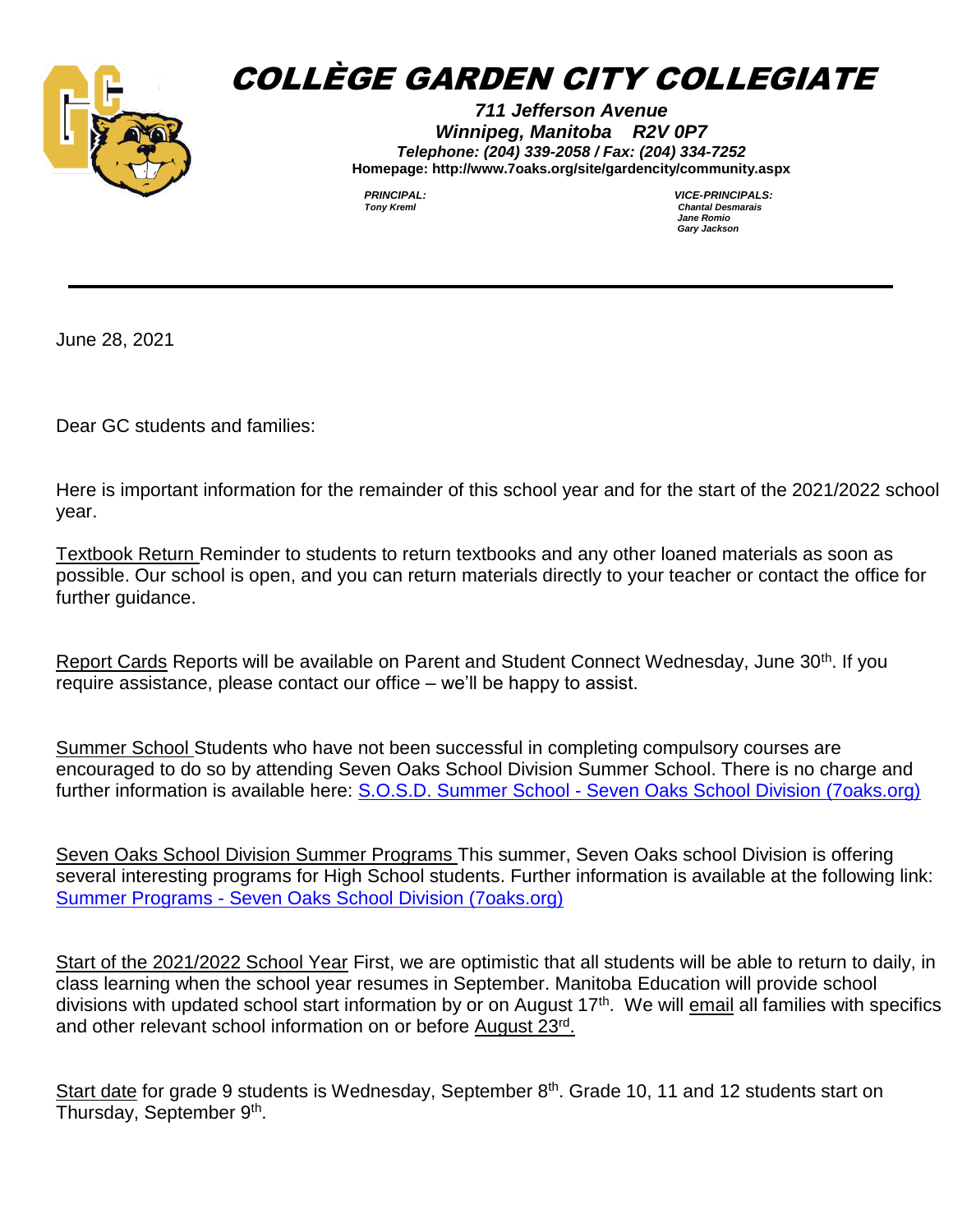# COLLÈGE GARDEN CITY COLLEGIATE

***711 Jefferson Avenue***
***Winnipeg, Manitoba R2V 0P7***
***Telephone: (204) 339-2058 / Fax: (204) 334-7252***
**Homepage: http://www.7oaks.org/site/gardencity/community.aspx**

***PRINCIPAL:***
***Tony Kreml***

***VICE-PRINCIPALS:***
***Chantal Desmarais***
***Jane Romio***
***Gary Jackson***

---

June 28, 2021

Dear GC students and families:

Here is important information for the remainder of this school year and for the start of the 2021/2022 school year.

Textbook Return Reminder to students to return textbooks and any other loaned materials as soon as possible. Our school is open, and you can return materials directly to your teacher or contact the office for further guidance.

Report Cards Reports will be available on Parent and Student Connect Wednesday, June 30th. If you require assistance, please contact our office – we'll be happy to assist.

Summer School Students who have not been successful in completing compulsory courses are encouraged to do so by attending Seven Oaks School Division Summer School. There is no charge and further information is available here: S.O.S.D. Summer School - Seven Oaks School Division (7oaks.org)

Seven Oaks School Division Summer Programs This summer, Seven Oaks school Division is offering several interesting programs for High School students. Further information is available at the following link: Summer Programs - Seven Oaks School Division (7oaks.org)

Start of the 2021/2022 School Year First, we are optimistic that all students will be able to return to daily, in class learning when the school year resumes in September. Manitoba Education will provide school divisions with updated school start information by or on August 17th. We will email all families with specifics and other relevant school information on or before August 23rd.

Start date for grade 9 students is Wednesday, September 8th. Grade 10, 11 and 12 students start on Thursday, September 9th.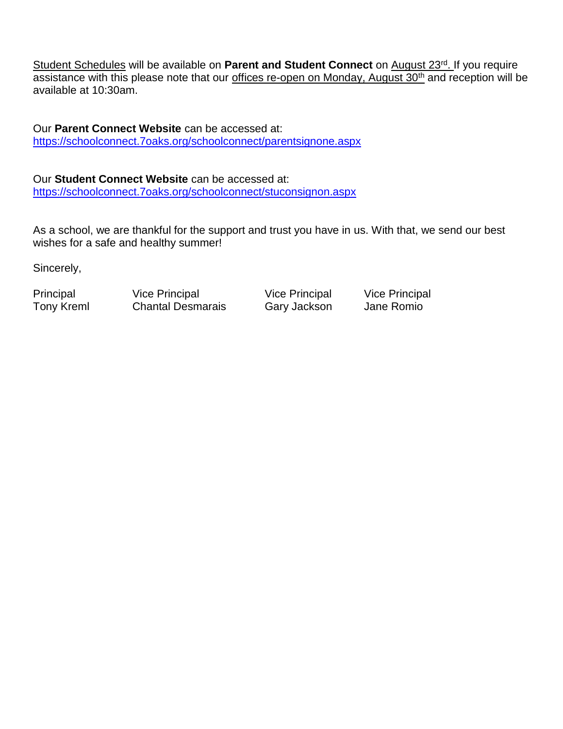Student Schedules will be available on **Parent and Student Connect** on August 23rd. If you require assistance with this please note that our offices re-open on Monday, August 30th and reception will be available at 10:30am.

Our **Parent Connect Website** can be accessed at:
https://schoolconnect.7oaks.org/schoolconnect/parentsignone.aspx

Our **Student Connect Website** can be accessed at:
https://schoolconnect.7oaks.org/schoolconnect/stuconsignon.aspx

As a school, we are thankful for the support and trust you have in us. With that, we send our best wishes for a safe and healthy summer!

Sincerely,

| | | | |
|---|---|---|---|
| Principal | Vice Principal | Vice Principal | Vice Principal |
| Tony Kreml | Chantal Desmarais | Gary Jackson | Jane Romio |